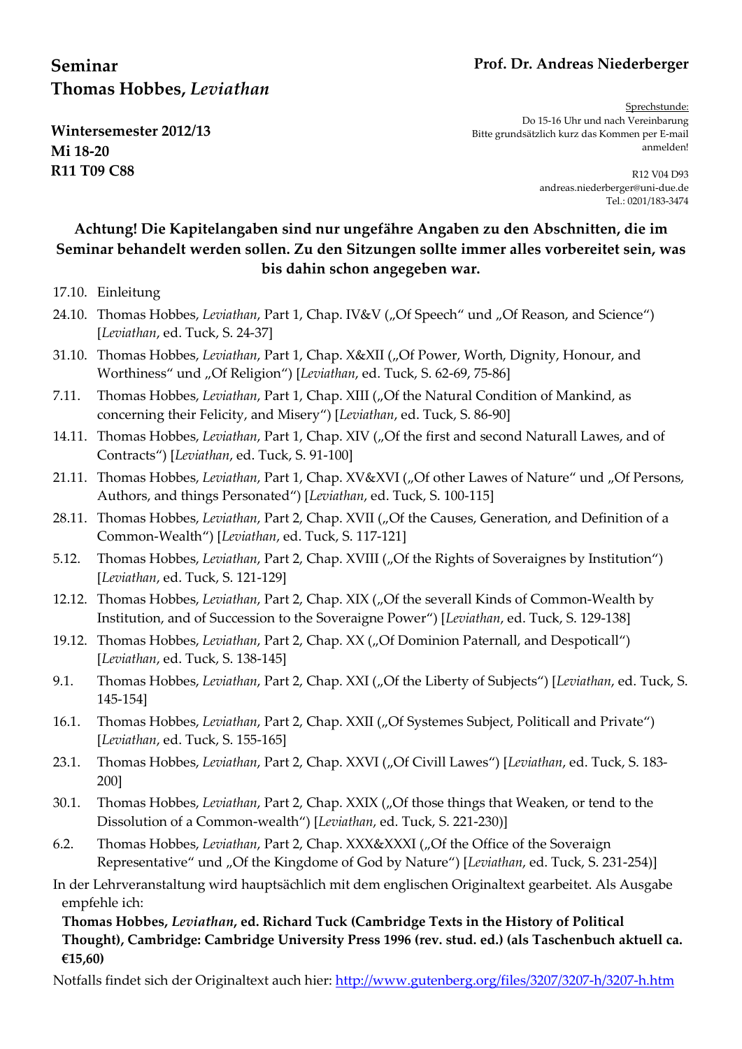# Seminar
# Thomas Hobbes, *Leviathan*

**Prof. Dr. Andreas Niederberger**

**Wintersemester 2012/13**
**Mi 18-20**
**R11 T09 C88**

Sprechstunde:
Do 15-16 Uhr und nach Vereinbarung
Bitte grundsätzlich kurz das Kommen per E-mail anmelden!

R12 V04 D93
andreas.niederberger@uni-due.de
Tel.: 0201/183-3474

**Achtung! Die Kapitelangaben sind nur ungefähre Angaben zu den Abschnitten, die im Seminar behandelt werden sollen. Zu den Sitzungen sollte immer alles vorbereitet sein, was bis dahin schon angegeben war.**

- 17.10. Einleitung
- 24.10. Thomas Hobbes, *Leviathan*, Part 1, Chap. IV&V („Of Speech" und „Of Reason, and Science") [*Leviathan*, ed. Tuck, S. 24-37]
- 31.10. Thomas Hobbes, *Leviathan*, Part 1, Chap. X&XII („Of Power, Worth, Dignity, Honour, and Worthiness" und „Of Religion") [*Leviathan*, ed. Tuck, S. 62-69, 75-86]
- 7.11. Thomas Hobbes, *Leviathan*, Part 1, Chap. XIII („Of the Natural Condition of Mankind, as concerning their Felicity, and Misery") [*Leviathan*, ed. Tuck, S. 86-90]
- 14.11. Thomas Hobbes, *Leviathan*, Part 1, Chap. XIV („Of the first and second Naturall Lawes, and of Contracts") [*Leviathan*, ed. Tuck, S. 91-100]
- 21.11. Thomas Hobbes, *Leviathan*, Part 1, Chap. XV&XVI („Of other Lawes of Nature" und „Of Persons, Authors, and things Personated") [*Leviathan*, ed. Tuck, S. 100-115]
- 28.11. Thomas Hobbes, *Leviathan*, Part 2, Chap. XVII („Of the Causes, Generation, and Definition of a Common-Wealth") [*Leviathan*, ed. Tuck, S. 117-121]
- 5.12. Thomas Hobbes, *Leviathan*, Part 2, Chap. XVIII („Of the Rights of Soveraignes by Institution") [*Leviathan*, ed. Tuck, S. 121-129]
- 12.12. Thomas Hobbes, *Leviathan*, Part 2, Chap. XIX („Of the severall Kinds of Common-Wealth by Institution, and of Succession to the Soveraigne Power") [*Leviathan*, ed. Tuck, S. 129-138]
- 19.12. Thomas Hobbes, *Leviathan*, Part 2, Chap. XX („Of Dominion Paternall, and Despoticall") [*Leviathan*, ed. Tuck, S. 138-145]
- 9.1. Thomas Hobbes, *Leviathan*, Part 2, Chap. XXI („Of the Liberty of Subjects") [*Leviathan*, ed. Tuck, S. 145-154]
- 16.1. Thomas Hobbes, *Leviathan*, Part 2, Chap. XXII („Of Systemes Subject, Politicall and Private") [*Leviathan*, ed. Tuck, S. 155-165]
- 23.1. Thomas Hobbes, *Leviathan*, Part 2, Chap. XXVI („Of Civill Lawes") [*Leviathan*, ed. Tuck, S. 183-200]
- 30.1. Thomas Hobbes, *Leviathan*, Part 2, Chap. XXIX („Of those things that Weaken, or tend to the Dissolution of a Common-wealth") [*Leviathan*, ed. Tuck, S. 221-230)]
- 6.2. Thomas Hobbes, *Leviathan*, Part 2, Chap. XXX&XXXI („Of the Office of the Soveraign Representative" und „Of the Kingdome of God by Nature") [*Leviathan*, ed. Tuck, S. 231-254)]

In der Lehrveranstaltung wird hauptsächlich mit dem englischen Originaltext gearbeitet. Als Ausgabe empfehle ich:

**Thomas Hobbes, *Leviathan*, ed. Richard Tuck (Cambridge Texts in the History of Political Thought), Cambridge: Cambridge University Press 1996 (rev. stud. ed.) (als Taschenbuch aktuell ca. €15,60)**

Notfalls findet sich der Originaltext auch hier: http://www.gutenberg.org/files/3207/3207-h/3207-h.htm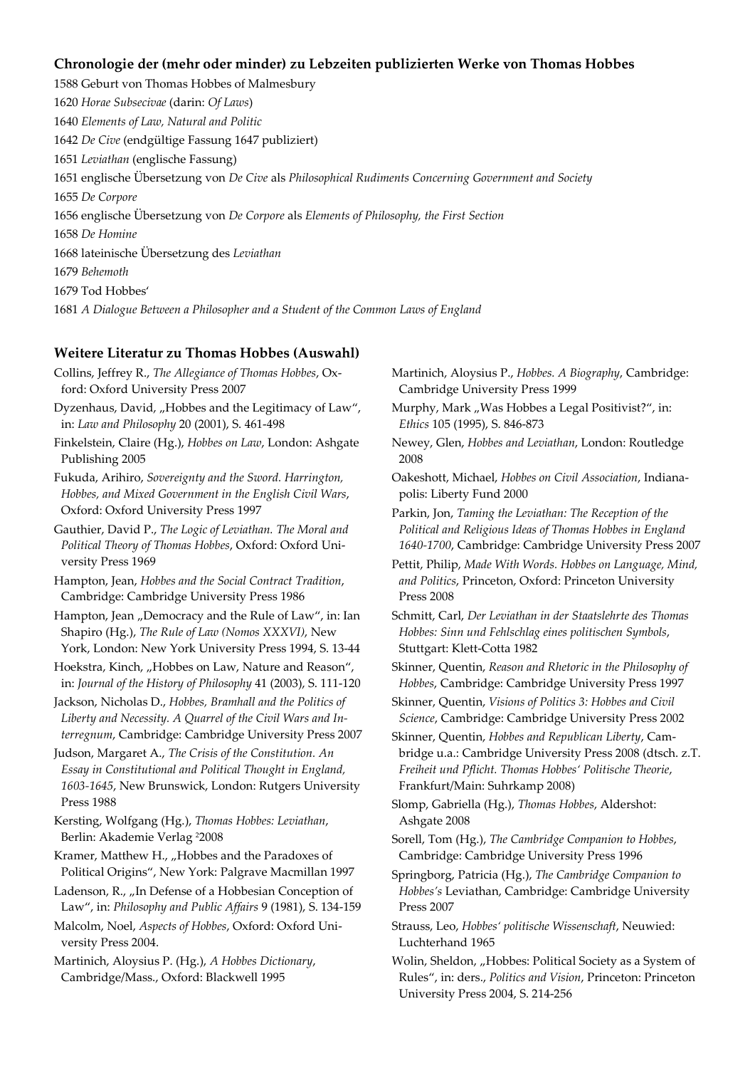### Chronologie der (mehr oder minder) zu Lebzeiten publizierten Werke von Thomas Hobbes

1588 Geburt von Thomas Hobbes of Malmesbury

1620 *Horae Subsecivae* (darin: *Of Laws*)

1640 *Elements of Law, Natural and Politic*

1642 *De Cive* (endgültige Fassung 1647 publiziert)

1651 *Leviathan* (englische Fassung)

1651 englische Übersetzung von *De Cive* als *Philosophical Rudiments Concerning Government and Society*

1655 *De Corpore*

1656 englische Übersetzung von *De Corpore* als *Elements of Philosophy, the First Section*

1658 *De Homine*

1668 lateinische Übersetzung des *Leviathan*

1679 *Behemoth*

1679 Tod Hobbes'

1681 *A Dialogue Between a Philosopher and a Student of the Common Laws of England*

### Weitere Literatur zu Thomas Hobbes (Auswahl)

Collins, Jeffrey R., *The Allegiance of Thomas Hobbes*, Oxford: Oxford University Press 2007

Dyzenhaus, David, „Hobbes and the Legitimacy of Law", in: *Law and Philosophy* 20 (2001), S. 461-498

Finkelstein, Claire (Hg.), *Hobbes on Law*, London: Ashgate Publishing 2005

Fukuda, Arihiro, *Sovereignty and the Sword. Harrington, Hobbes, and Mixed Government in the English Civil Wars*, Oxford: Oxford University Press 1997

Gauthier, David P., *The Logic of Leviathan. The Moral and Political Theory of Thomas Hobbes*, Oxford: Oxford University Press 1969

Hampton, Jean, *Hobbes and the Social Contract Tradition*, Cambridge: Cambridge University Press 1986

Hampton, Jean „Democracy and the Rule of Law", in: Ian Shapiro (Hg.), *The Rule of Law (Nomos XXXVI)*, New York, London: New York University Press 1994, S. 13-44

Hoekstra, Kinch, „Hobbes on Law, Nature and Reason", in: *Journal of the History of Philosophy* 41 (2003), S. 111-120

Jackson, Nicholas D., *Hobbes, Bramhall and the Politics of Liberty and Necessity. A Quarrel of the Civil Wars and Interregnum*, Cambridge: Cambridge University Press 2007

Judson, Margaret A., *The Crisis of the Constitution. An Essay in Constitutional and Political Thought in England, 1603-1645*, New Brunswick, London: Rutgers University Press 1988

Kersting, Wolfgang (Hg.), *Thomas Hobbes: Leviathan*, Berlin: Akademie Verlag ²2008

Kramer, Matthew H., „Hobbes and the Paradoxes of Political Origins", New York: Palgrave Macmillan 1997

Ladenson, R., „In Defense of a Hobbesian Conception of Law", in: *Philosophy and Public Affairs* 9 (1981), S. 134-159

Malcolm, Noel, *Aspects of Hobbes*, Oxford: Oxford University Press 2004.

Martinich, Aloysius P. (Hg.), *A Hobbes Dictionary*, Cambridge/Mass., Oxford: Blackwell 1995

Martinich, Aloysius P., *Hobbes. A Biography*, Cambridge: Cambridge University Press 1999

Murphy, Mark „Was Hobbes a Legal Positivist?", in: *Ethics* 105 (1995), S. 846-873

Newey, Glen, *Hobbes and Leviathan*, London: Routledge 2008

Oakeshott, Michael, *Hobbes on Civil Association*, Indianapolis: Liberty Fund 2000

Parkin, Jon, *Taming the Leviathan: The Reception of the Political and Religious Ideas of Thomas Hobbes in England 1640-1700*, Cambridge: Cambridge University Press 2007

Pettit, Philip, *Made With Words. Hobbes on Language, Mind, and Politics*, Princeton, Oxford: Princeton University Press 2008

Schmitt, Carl, *Der Leviathan in der Staatslehrte des Thomas Hobbes: Sinn und Fehlschlag eines politischen Symbols*, Stuttgart: Klett-Cotta 1982

Skinner, Quentin, *Reason and Rhetoric in the Philosophy of Hobbes*, Cambridge: Cambridge University Press 1997

Skinner, Quentin, *Visions of Politics 3: Hobbes and Civil Science*, Cambridge: Cambridge University Press 2002

Skinner, Quentin, *Hobbes and Republican Liberty*, Cambridge u.a.: Cambridge University Press 2008 (dtsch. z.T. *Freiheit und Pflicht. Thomas Hobbes' Politische Theorie*, Frankfurt/Main: Suhrkamp 2008)

Slomp, Gabriella (Hg.), *Thomas Hobbes*, Aldershot: Ashgate 2008

Sorell, Tom (Hg.), *The Cambridge Companion to Hobbes*, Cambridge: Cambridge University Press 1996

Springborg, Patricia (Hg.), *The Cambridge Companion to Hobbes's* Leviathan, Cambridge: Cambridge University Press 2007

Strauss, Leo, *Hobbes' politische Wissenschaft*, Neuwied: Luchterhand 1965

Wolin, Sheldon, „Hobbes: Political Society as a System of Rules", in: ders., *Politics and Vision*, Princeton: Princeton University Press 2004, S. 214-256